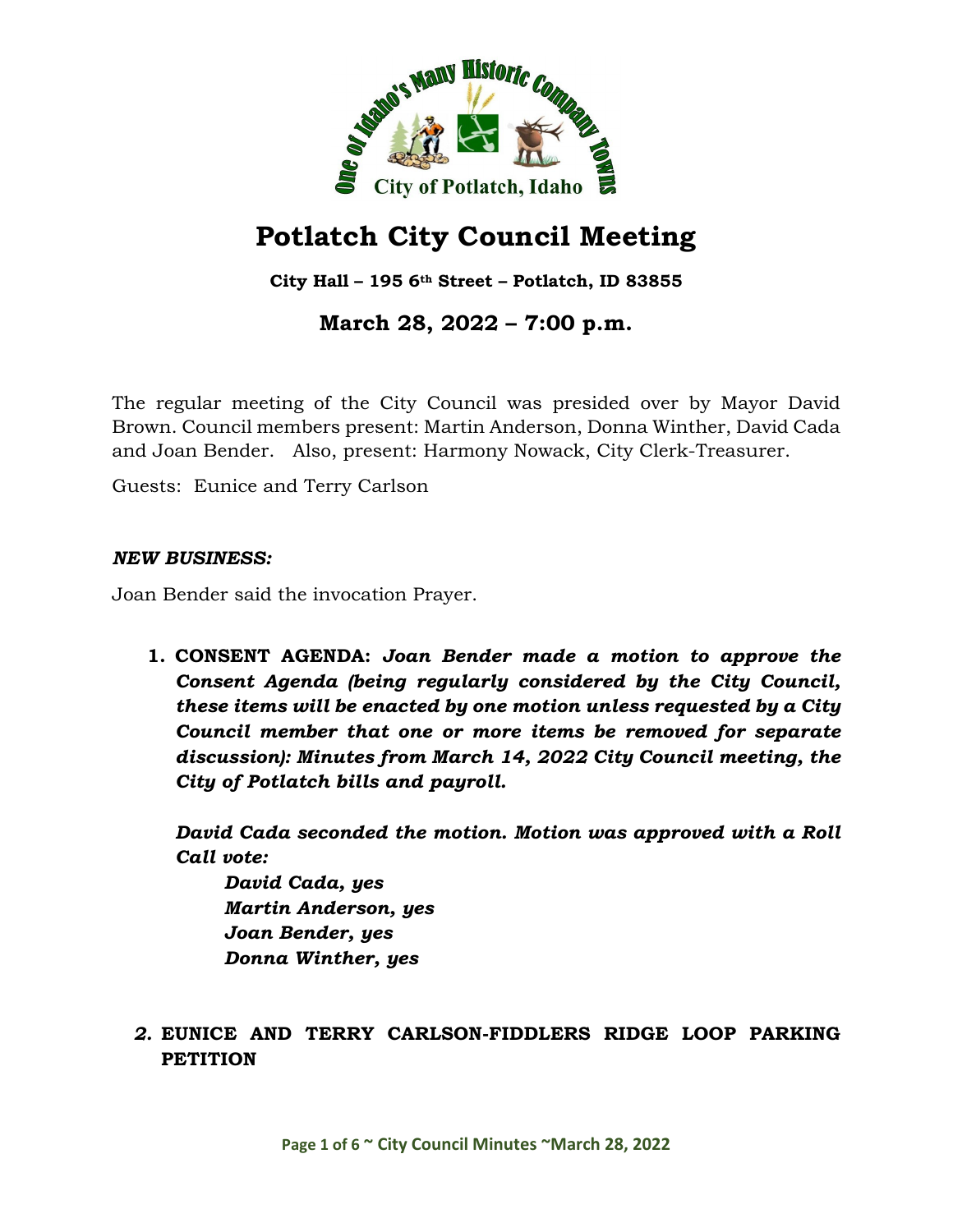# Potlatch City Council Meeting

**City Hall – 195 6th Street – Potlatch, ID 83855**

## March 28, 2022 – 7:00 p.m.

The regular meeting of the City Council was presided over by Mayor David Brown. Council members present: Martin Anderson, Donna Winther, David Cada and Joan Bender. Also, present: Harmony Nowack, City Clerk-Treasurer.

Guests: Eunice and Terry Carlson

***NEW BUSINESS:***

Joan Bender said the invocation Prayer.

1. **CONSENT AGENDA:** ***Joan Bender made a motion to approve the Consent Agenda (being regularly considered by the City Council, these items will be enacted by one motion unless requested by a City Council member that one or more items be removed for separate discussion): Minutes from March 14, 2022 City Council meeting, the City of Potlatch bills and payroll.***

   ***David Cada seconded the motion. Motion was approved with a Roll Call vote:***

   ***David Cada, yes***
   ***Martin Anderson, yes***
   ***Joan Bender, yes***
   ***Donna Winther, yes***

2. **EUNICE AND TERRY CARLSON-FIDDLERS RIDGE LOOP PARKING PETITION**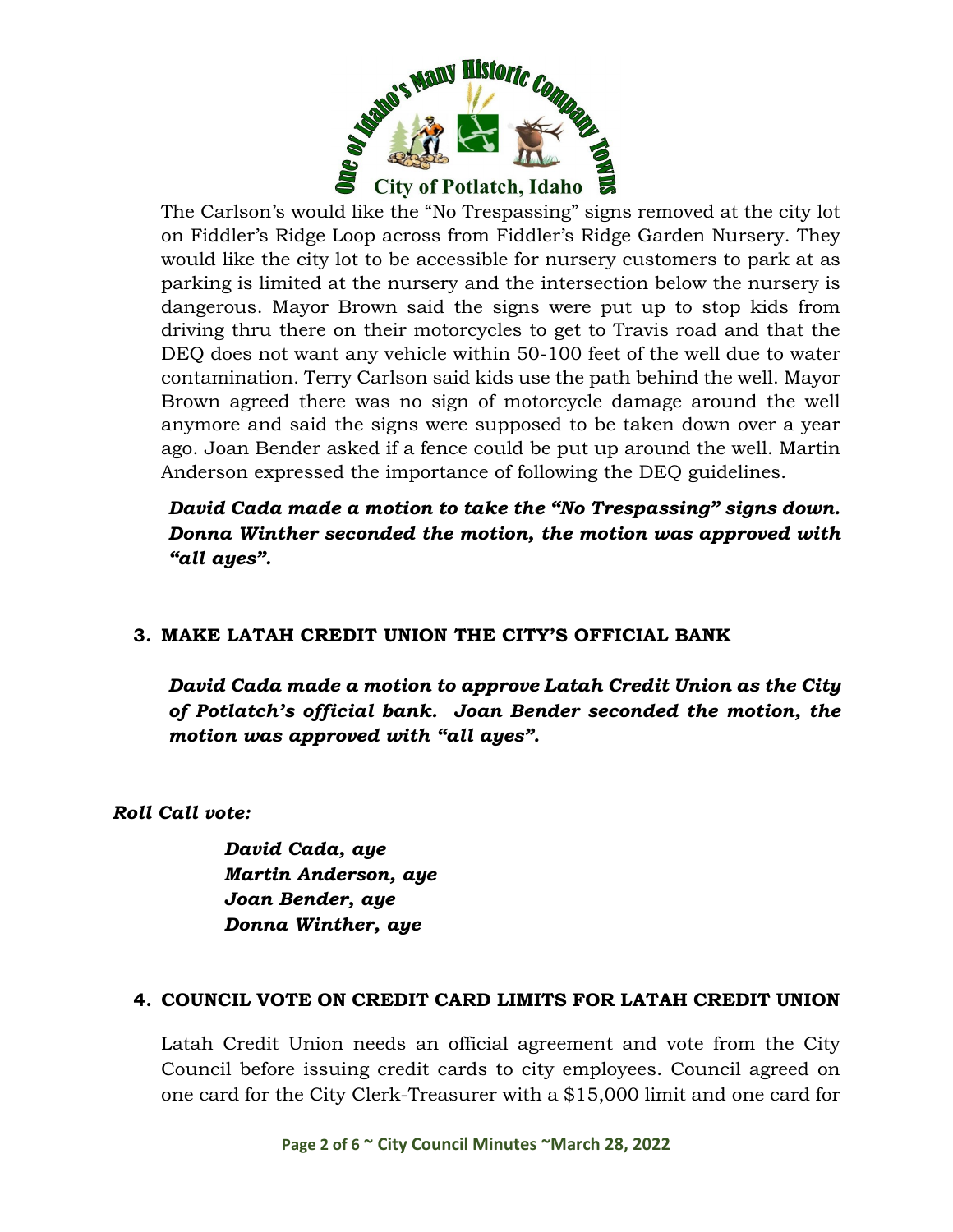The Carlson's would like the "No Trespassing" signs removed at the city lot on Fiddler's Ridge Loop across from Fiddler's Ridge Garden Nursery. They would like the city lot to be accessible for nursery customers to park at as parking is limited at the nursery and the intersection below the nursery is dangerous. Mayor Brown said the signs were put up to stop kids from driving thru there on their motorcycles to get to Travis road and that the DEQ does not want any vehicle within 50-100 feet of the well due to water contamination. Terry Carlson said kids use the path behind the well. Mayor Brown agreed there was no sign of motorcycle damage around the well anymore and said the signs were supposed to be taken down over a year ago. Joan Bender asked if a fence could be put up around the well. Martin Anderson expressed the importance of following the DEQ guidelines.

***David Cada made a motion to take the "No Trespassing" signs down. Donna Winther seconded the motion, the motion was approved with "all ayes".***

### 3. MAKE LATAH CREDIT UNION THE CITY'S OFFICIAL BANK

***David Cada made a motion to approve Latah Credit Union as the City of Potlatch's official bank. Joan Bender seconded the motion, the motion was approved with "all ayes".***

***Roll Call vote:***

***David Cada, aye***
***Martin Anderson, aye***
***Joan Bender, aye***
***Donna Winther, aye***

### 4. COUNCIL VOTE ON CREDIT CARD LIMITS FOR LATAH CREDIT UNION

Latah Credit Union needs an official agreement and vote from the City Council before issuing credit cards to city employees. Council agreed on one card for the City Clerk-Treasurer with a $15,000 limit and one card for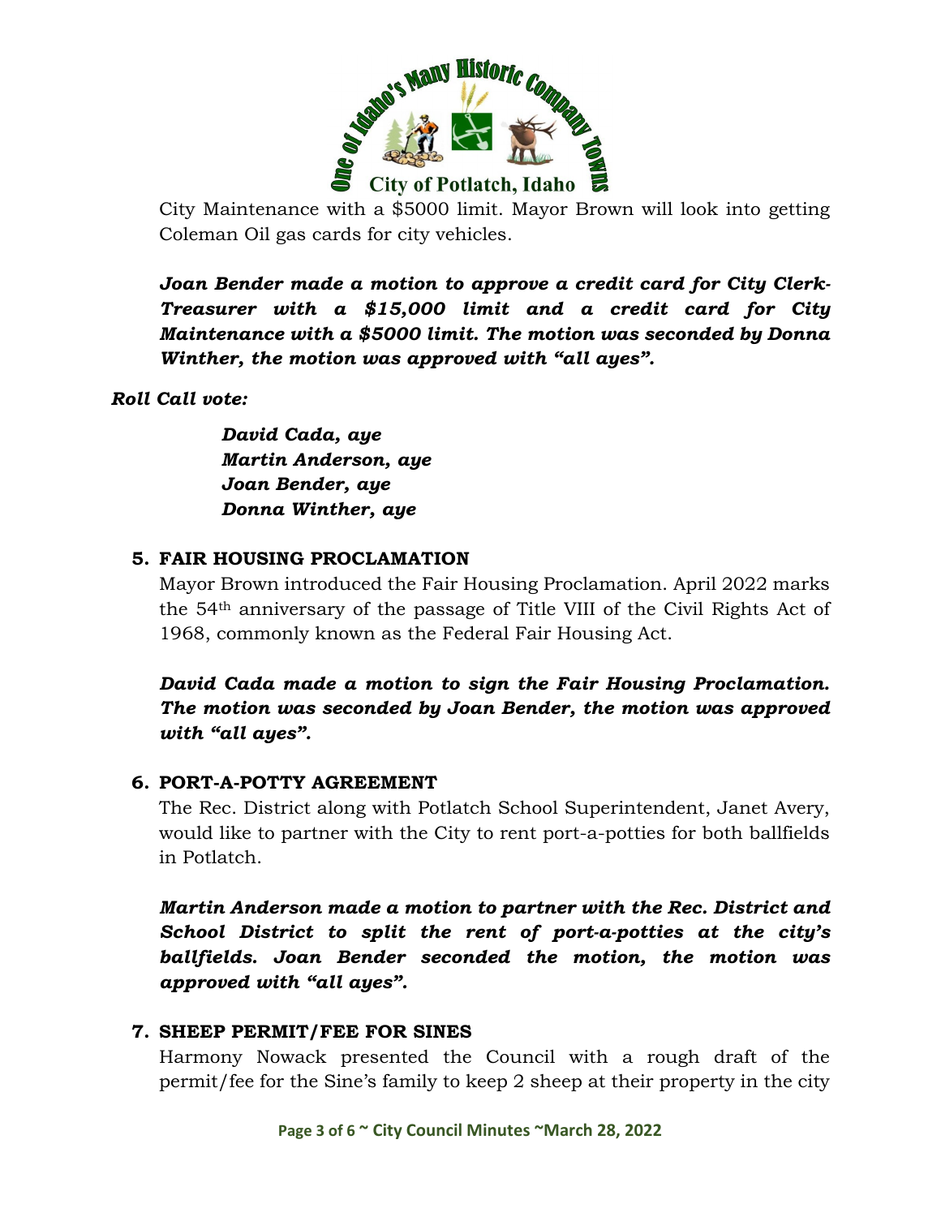City Maintenance with a $5000 limit. Mayor Brown will look into getting Coleman Oil gas cards for city vehicles.

***Joan Bender made a motion to approve a credit card for City Clerk-Treasurer with a $15,000 limit and a credit card for City Maintenance with a $5000 limit. The motion was seconded by Donna Winther, the motion was approved with "all ayes".***

***Roll Call vote:***

> ***David Cada, aye***
> ***Martin Anderson, aye***
> ***Joan Bender, aye***
> ***Donna Winther, aye***

**5. FAIR HOUSING PROCLAMATION**

Mayor Brown introduced the Fair Housing Proclamation. April 2022 marks the 54th anniversary of the passage of Title VIII of the Civil Rights Act of 1968, commonly known as the Federal Fair Housing Act.

***David Cada made a motion to sign the Fair Housing Proclamation. The motion was seconded by Joan Bender, the motion was approved with "all ayes".***

**6. PORT-A-POTTY AGREEMENT**

The Rec. District along with Potlatch School Superintendent, Janet Avery, would like to partner with the City to rent port-a-potties for both ballfields in Potlatch.

***Martin Anderson made a motion to partner with the Rec. District and School District to split the rent of port-a-potties at the city's ballfields. Joan Bender seconded the motion, the motion was approved with "all ayes".***

**7. SHEEP PERMIT/FEE FOR SINES**

Harmony Nowack presented the Council with a rough draft of the permit/fee for the Sine's family to keep 2 sheep at their property in the city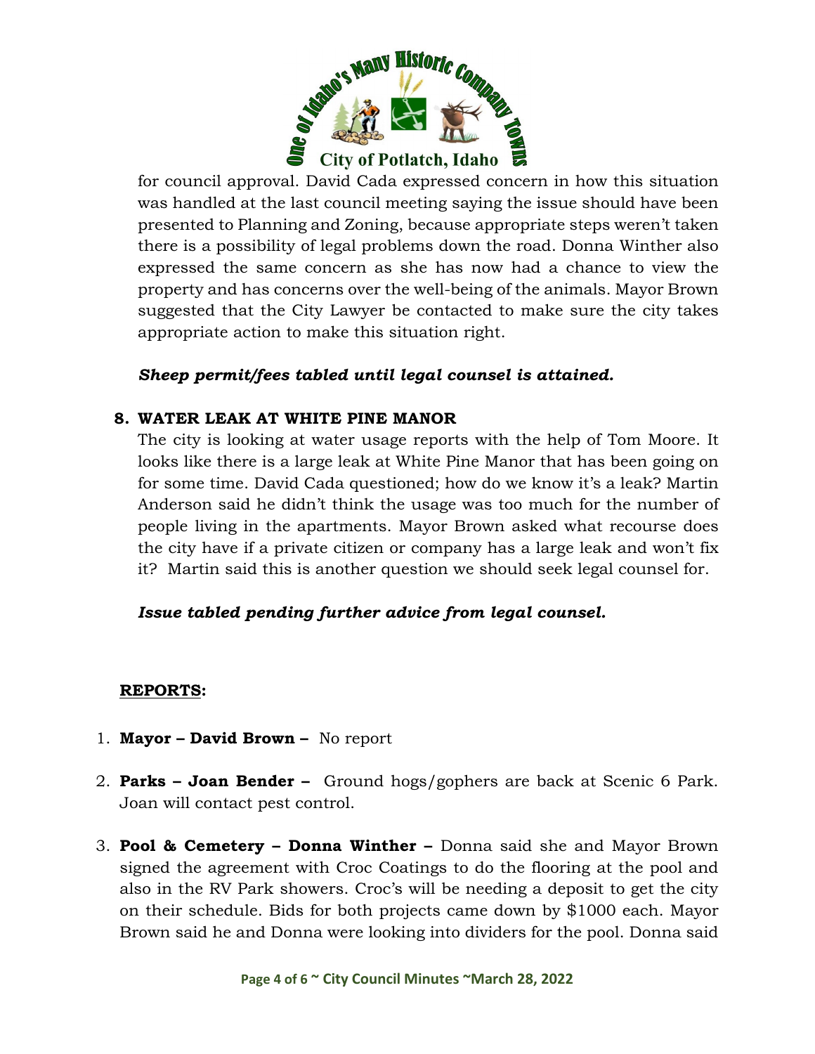for council approval. David Cada expressed concern in how this situation was handled at the last council meeting saying the issue should have been presented to Planning and Zoning, because appropriate steps weren't taken there is a possibility of legal problems down the road. Donna Winther also expressed the same concern as she has now had a chance to view the property and has concerns over the well-being of the animals. Mayor Brown suggested that the City Lawyer be contacted to make sure the city takes appropriate action to make this situation right.

***Sheep permit/fees tabled until legal counsel is attained.***

**8. WATER LEAK AT WHITE PINE MANOR**

The city is looking at water usage reports with the help of Tom Moore. It looks like there is a large leak at White Pine Manor that has been going on for some time. David Cada questioned; how do we know it's a leak? Martin Anderson said he didn't think the usage was too much for the number of people living in the apartments. Mayor Brown asked what recourse does the city have if a private citizen or company has a large leak and won't fix it? Martin said this is another question we should seek legal counsel for.

***Issue tabled pending further advice from legal counsel.***

## **REPORTS:**

1. **Mayor – David Brown –** No report

2. **Parks – Joan Bender –** Ground hogs/gophers are back at Scenic 6 Park. Joan will contact pest control.

3. **Pool & Cemetery – Donna Winther –** Donna said she and Mayor Brown signed the agreement with Croc Coatings to do the flooring at the pool and also in the RV Park showers. Croc's will be needing a deposit to get the city on their schedule. Bids for both projects came down by $1000 each. Mayor Brown said he and Donna were looking into dividers for the pool. Donna said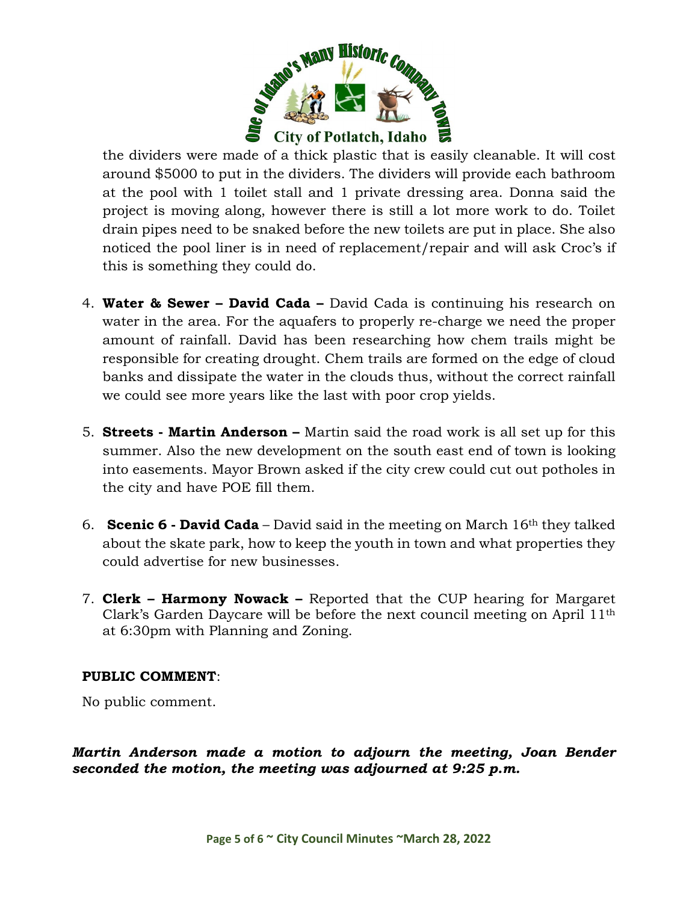the dividers were made of a thick plastic that is easily cleanable. It will cost around $5000 to put in the dividers. The dividers will provide each bathroom at the pool with 1 toilet stall and 1 private dressing area. Donna said the project is moving along, however there is still a lot more work to do. Toilet drain pipes need to be snaked before the new toilets are put in place. She also noticed the pool liner is in need of replacement/repair and will ask Croc's if this is something they could do.

4. **Water & Sewer – David Cada –** David Cada is continuing his research on water in the area. For the aquafers to properly re-charge we need the proper amount of rainfall. David has been researching how chem trails might be responsible for creating drought. Chem trails are formed on the edge of cloud banks and dissipate the water in the clouds thus, without the correct rainfall we could see more years like the last with poor crop yields.

5. **Streets - Martin Anderson –** Martin said the road work is all set up for this summer. Also the new development on the south east end of town is looking into easements. Mayor Brown asked if the city crew could cut out potholes in the city and have POE fill them.

6. **Scenic 6 - David Cada** – David said in the meeting on March 16th they talked about the skate park, how to keep the youth in town and what properties they could advertise for new businesses.

7. **Clerk – Harmony Nowack –** Reported that the CUP hearing for Margaret Clark's Garden Daycare will be before the next council meeting on April 11th at 6:30pm with Planning and Zoning.

**PUBLIC COMMENT**:

No public comment.

***Martin Anderson made a motion to adjourn the meeting, Joan Bender seconded the motion, the meeting was adjourned at 9:25 p.m.***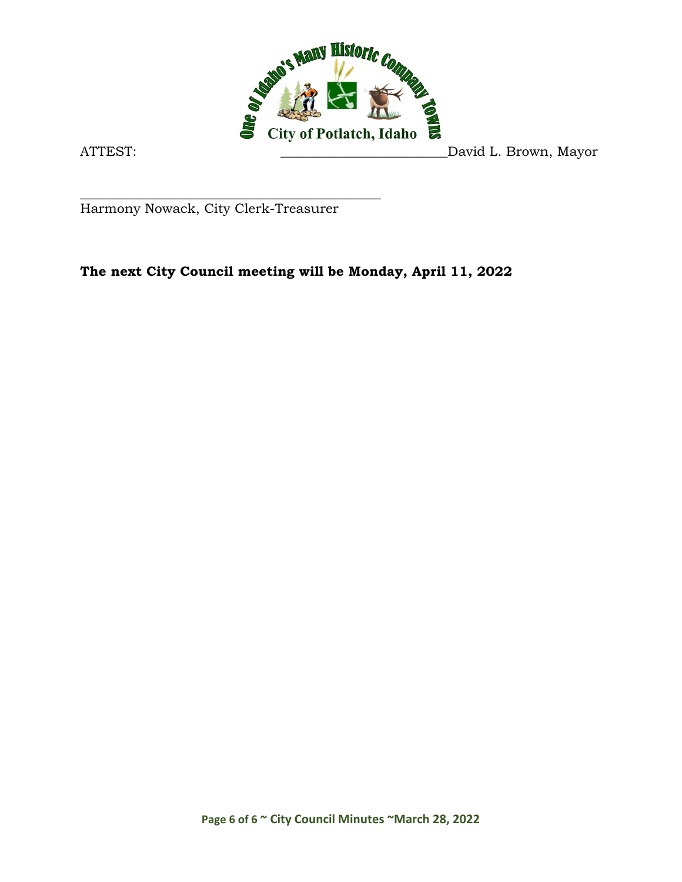ATTEST: \_\_\_\_\_\_\_\_\_\_\_\_\_\_\_\_\_\_\_\_\_\_\_\_David L. Brown, Mayor

\_\_\_\_\_\_\_\_\_\_\_\_\_\_\_\_\_\_\_\_\_\_\_\_\_\_\_\_\_\_\_\_\_\_\_\_\_\_\_\_\_\_\_\_

Harmony Nowack, City Clerk-Treasurer

**The next City Council meeting will be Monday, April 11, 2022**